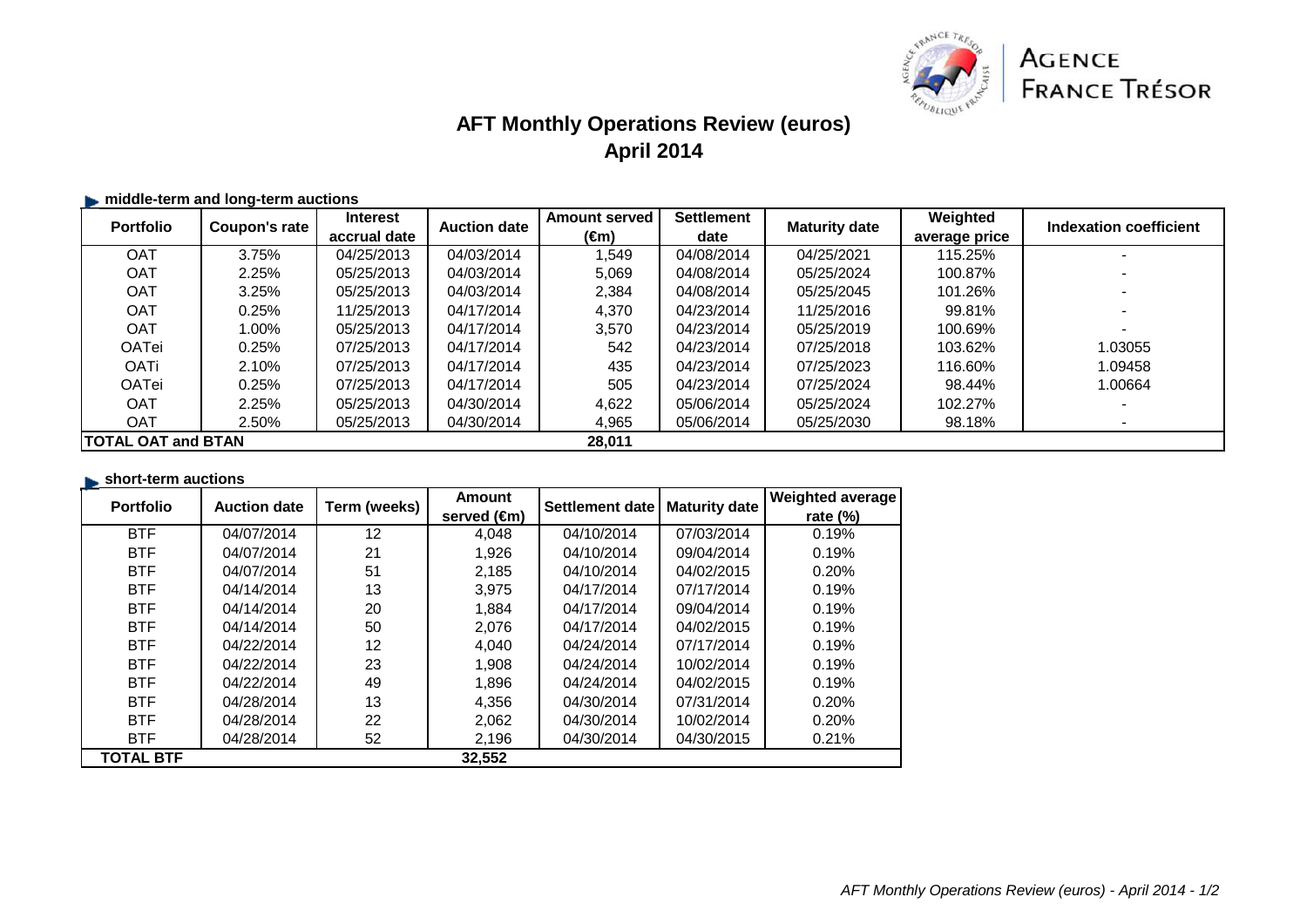# AFT Monthly Operations Review (euros)
## April 2014

### middle-term and long-term auctions

| Portfolio | Coupon's rate | Interest accrual date | Auction date | Amount served (€m) | Settlement date | Maturity date | Weighted average price | Indexation coefficient |
|---|---|---|---|---|---|---|---|---|
| OAT | 3.75% | 04/25/2013 | 04/03/2014 | 1,549 | 04/08/2014 | 04/25/2021 | 115.25% | - |
| OAT | 2.25% | 05/25/2013 | 04/03/2014 | 5,069 | 04/08/2014 | 05/25/2024 | 100.87% | - |
| OAT | 3.25% | 05/25/2013 | 04/03/2014 | 2,384 | 04/08/2014 | 05/25/2045 | 101.26% | - |
| OAT | 0.25% | 11/25/2013 | 04/17/2014 | 4,370 | 04/23/2014 | 11/25/2016 | 99.81% | - |
| OAT | 1.00% | 05/25/2013 | 04/17/2014 | 3,570 | 04/23/2014 | 05/25/2019 | 100.69% | - |
| OATei | 0.25% | 07/25/2013 | 04/17/2014 | 542 | 04/23/2014 | 07/25/2018 | 103.62% | 1.03055 |
| OATi | 2.10% | 07/25/2013 | 04/17/2014 | 435 | 04/23/2014 | 07/25/2023 | 116.60% | 1.09458 |
| OATei | 0.25% | 07/25/2013 | 04/17/2014 | 505 | 04/23/2014 | 07/25/2024 | 98.44% | 1.00664 |
| OAT | 2.25% | 05/25/2013 | 04/30/2014 | 4,622 | 05/06/2014 | 05/25/2024 | 102.27% | - |
| OAT | 2.50% | 05/25/2013 | 04/30/2014 | 4,965 | 05/06/2014 | 05/25/2030 | 98.18% | - |
| **TOTAL OAT and BTAN** | | | | **28,011** | | | | |

### short-term auctions

| Portfolio | Auction date | Term (weeks) | Amount served (€m) | Settlement date | Maturity date | Weighted average rate (%) |
|---|---|---|---|---|---|---|
| BTF | 04/07/2014 | 12 | 4,048 | 04/10/2014 | 07/03/2014 | 0.19% |
| BTF | 04/07/2014 | 21 | 1,926 | 04/10/2014 | 09/04/2014 | 0.19% |
| BTF | 04/07/2014 | 51 | 2,185 | 04/10/2014 | 04/02/2015 | 0.20% |
| BTF | 04/14/2014 | 13 | 3,975 | 04/17/2014 | 07/17/2014 | 0.19% |
| BTF | 04/14/2014 | 20 | 1,884 | 04/17/2014 | 09/04/2014 | 0.19% |
| BTF | 04/14/2014 | 50 | 2,076 | 04/17/2014 | 04/02/2015 | 0.19% |
| BTF | 04/22/2014 | 12 | 4,040 | 04/24/2014 | 07/17/2014 | 0.19% |
| BTF | 04/22/2014 | 23 | 1,908 | 04/24/2014 | 10/02/2014 | 0.19% |
| BTF | 04/22/2014 | 49 | 1,896 | 04/24/2014 | 04/02/2015 | 0.19% |
| BTF | 04/28/2014 | 13 | 4,356 | 04/30/2014 | 07/31/2014 | 0.20% |
| BTF | 04/28/2014 | 22 | 2,062 | 04/30/2014 | 10/02/2014 | 0.20% |
| BTF | 04/28/2014 | 52 | 2,196 | 04/30/2014 | 04/30/2015 | 0.21% |
| **TOTAL BTF** | | | **32,552** | | | |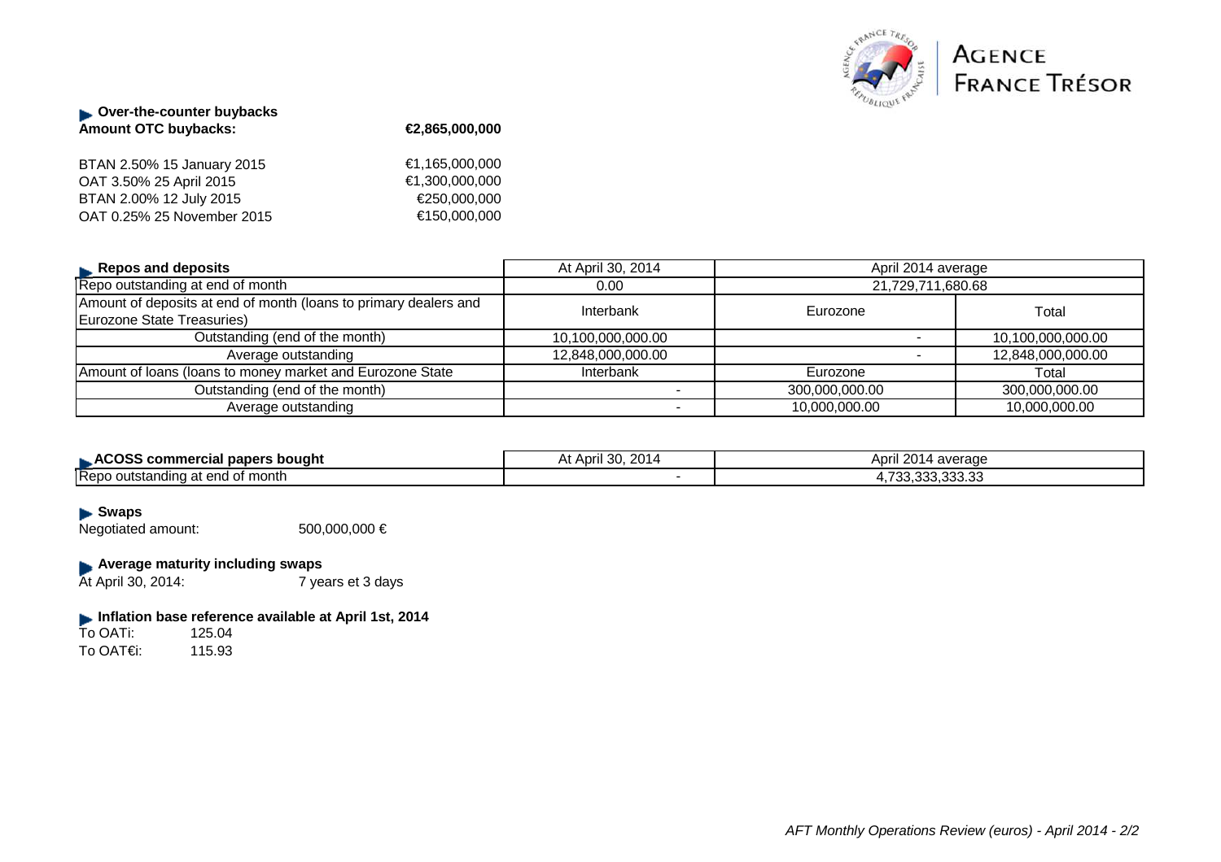### Over-the-counter buybacks

**Amount OTC buybacks:** **€2,865,000,000**

| | |
|---|---|
| BTAN 2.50% 15 January 2015 | €1,165,000,000 |
| OAT 3.50% 25 April 2015 | €1,300,000,000 |
| BTAN 2.00% 12 July 2015 | €250,000,000 |
| OAT 0.25% 25 November 2015 | €150,000,000 |

### Repos and deposits

| Repos and deposits | At April 30, 2014 | April 2014 average | |
|---|---|---|---|
| Repo outstanding at end of month | 0.00 | 21,729,711,680.68 | |
| Amount of deposits at end of month (loans to primary dealers and Eurozone State Treasuries) | Interbank | Eurozone | Total |
| Outstanding (end of the month) | 10,100,000,000.00 | - | 10,100,000,000.00 |
| Average outstanding | 12,848,000,000.00 | - | 12,848,000,000.00 |
| Amount of loans (loans to money market and Eurozone State | Interbank | Eurozone | Total |
| Outstanding (end of the month) | - | 300,000,000.00 | 300,000,000.00 |
| Average outstanding | - | 10,000,000.00 | 10,000,000.00 |

### ACOSS commercial papers bought

| ACOSS commercial papers bought | At April 30, 2014 | April 2014 average |
|---|---|---|
| Repo outstanding at end of month | - | 4,733,333,333.33 |

### Swaps

Negotiated amount: 500,000,000 €

### Average maturity including swaps

At April 30, 2014: 7 years et 3 days

### Inflation base reference available at April 1st, 2014

To OATi: 125.04

To OAT€i: 115.93